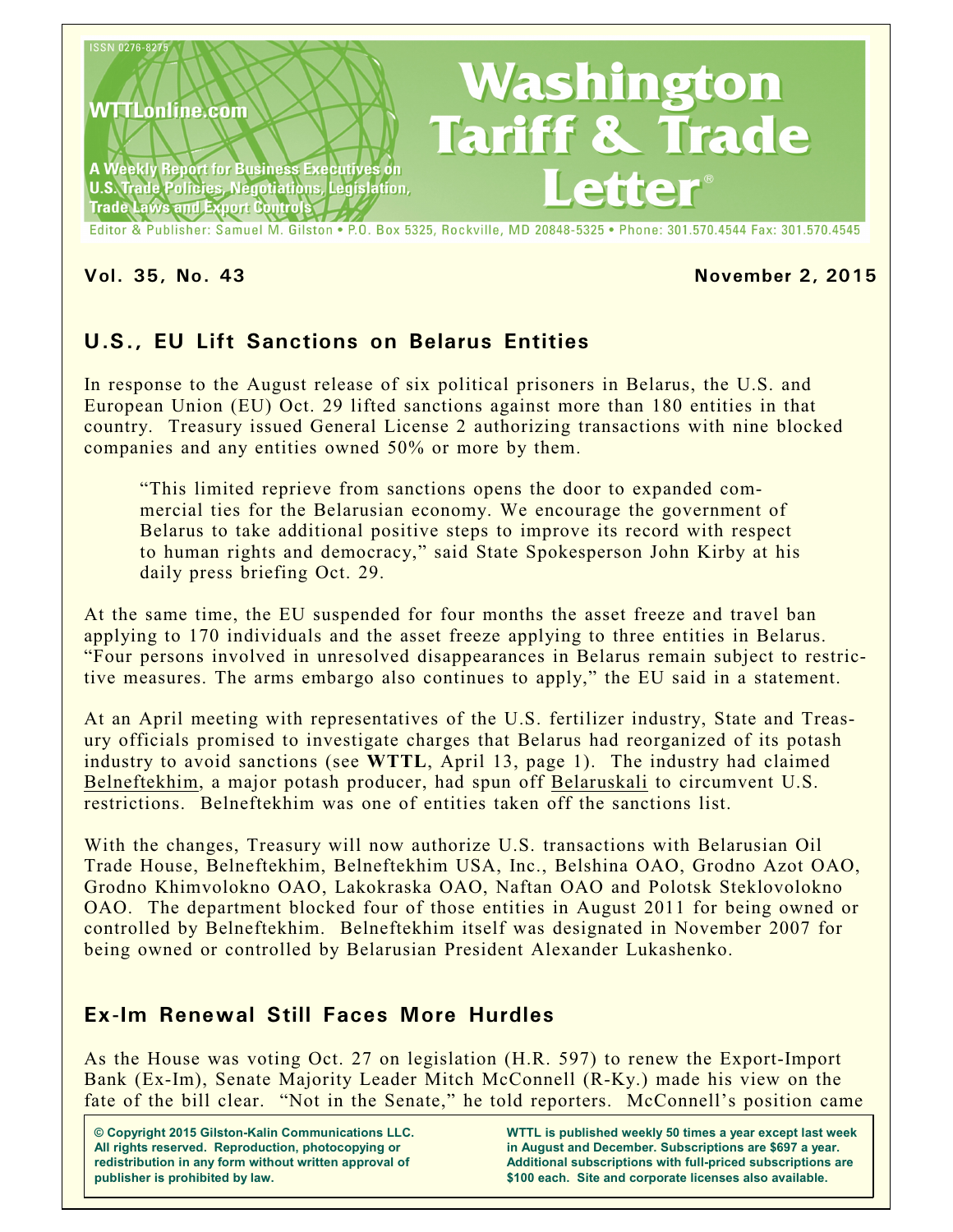ISSN 0276-8275

WTTLonline.com

A Weekly Report for Business Executives on U.S. Trade Policies, Negotiations, Legislation, Trade Laws and Export Controls

# Washington Tariff & Trade Letter®

Editor & Publisher: Samuel M. Gilston • P.O. Box 5325, Rockville, MD 20848-5325 • Phone: 301.570.4544 Fax: 301.570.4545

**Vol. 35, No. 43** **November 2, 2015**

## U.S., EU Lift Sanctions on Belarus Entities

In response to the August release of six political prisoners in Belarus, the U.S. and European Union (EU) Oct. 29 lifted sanctions against more than 180 entities in that country. Treasury issued General License 2 authorizing transactions with nine blocked companies and any entities owned 50% or more by them.

> "This limited reprieve from sanctions opens the door to expanded commercial ties for the Belarusian economy. We encourage the government of Belarus to take additional positive steps to improve its record with respect to human rights and democracy," said State Spokesperson John Kirby at his daily press briefing Oct. 29.

At the same time, the EU suspended for four months the asset freeze and travel ban applying to 170 individuals and the asset freeze applying to three entities in Belarus. "Four persons involved in unresolved disappearances in Belarus remain subject to restrictive measures. The arms embargo also continues to apply," the EU said in a statement.

At an April meeting with representatives of the U.S. fertilizer industry, State and Treasury officials promised to investigate charges that Belarus had reorganized of its potash industry to avoid sanctions (see **WTTL**, April 13, page 1). The industry had claimed Belneftekhim, a major potash producer, had spun off Belaruskali to circumvent U.S. restrictions. Belneftekhim was one of entities taken off the sanctions list.

With the changes, Treasury will now authorize U.S. transactions with Belarusian Oil Trade House, Belneftekhim, Belneftekhim USA, Inc., Belshina OAO, Grodno Azot OAO, Grodno Khimvolokno OAO, Lakokraska OAO, Naftan OAO and Polotsk Steklovolokno OAO. The department blocked four of those entities in August 2011 for being owned or controlled by Belneftekhim. Belneftekhim itself was designated in November 2007 for being owned or controlled by Belarusian President Alexander Lukashenko.

## Ex-Im Renewal Still Faces More Hurdles

As the House was voting Oct. 27 on legislation (H.R. 597) to renew the Export-Import Bank (Ex-Im), Senate Majority Leader Mitch McConnell (R-Ky.) made his view on the fate of the bill clear. "Not in the Senate," he told reporters. McConnell's position came

**© Copyright 2015 Gilston-Kalin Communications LLC. All rights reserved. Reproduction, photocopying or redistribution in any form without written approval of publisher is prohibited by law.**

**WTTL is published weekly 50 times a year except last week in August and December. Subscriptions are $697 a year. Additional subscriptions with full-priced subscriptions are $100 each. Site and corporate licenses also available.**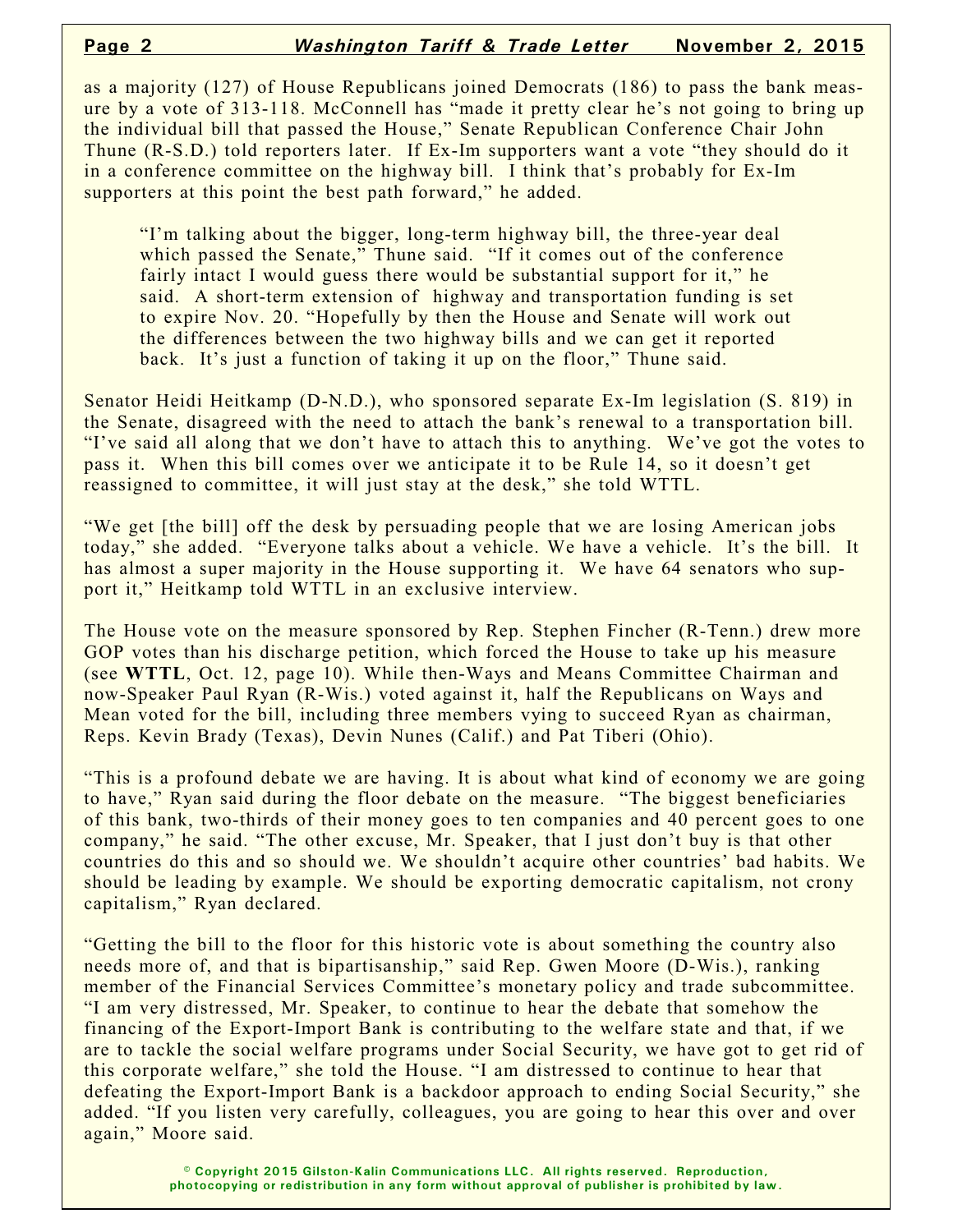as a majority (127) of House Republicans joined Democrats (186) to pass the bank measure by a vote of 313-118. McConnell has "made it pretty clear he's not going to bring up the individual bill that passed the House," Senate Republican Conference Chair John Thune (R-S.D.) told reporters later. If Ex-Im supporters want a vote "they should do it in a conference committee on the highway bill. I think that's probably for Ex-Im supporters at this point the best path forward," he added.

> "I'm talking about the bigger, long-term highway bill, the three-year deal which passed the Senate," Thune said. "If it comes out of the conference fairly intact I would guess there would be substantial support for it," he said. A short-term extension of highway and transportation funding is set to expire Nov. 20. "Hopefully by then the House and Senate will work out the differences between the two highway bills and we can get it reported back. It's just a function of taking it up on the floor," Thune said.

Senator Heidi Heitkamp (D-N.D.), who sponsored separate Ex-Im legislation (S. 819) in the Senate, disagreed with the need to attach the bank's renewal to a transportation bill. "I've said all along that we don't have to attach this to anything. We've got the votes to pass it. When this bill comes over we anticipate it to be Rule 14, so it doesn't get reassigned to committee, it will just stay at the desk," she told WTTL.

"We get [the bill] off the desk by persuading people that we are losing American jobs today," she added. "Everyone talks about a vehicle. We have a vehicle. It's the bill. It has almost a super majority in the House supporting it. We have 64 senators who support it," Heitkamp told WTTL in an exclusive interview.

The House vote on the measure sponsored by Rep. Stephen Fincher (R-Tenn.) drew more GOP votes than his discharge petition, which forced the House to take up his measure (see **WTTL**, Oct. 12, page 10). While then-Ways and Means Committee Chairman and now-Speaker Paul Ryan (R-Wis.) voted against it, half the Republicans on Ways and Mean voted for the bill, including three members vying to succeed Ryan as chairman, Reps. Kevin Brady (Texas), Devin Nunes (Calif.) and Pat Tiberi (Ohio).

"This is a profound debate we are having. It is about what kind of economy we are going to have," Ryan said during the floor debate on the measure. "The biggest beneficiaries of this bank, two-thirds of their money goes to ten companies and 40 percent goes to one company," he said. "The other excuse, Mr. Speaker, that I just don't buy is that other countries do this and so should we. We shouldn't acquire other countries' bad habits. We should be leading by example. We should be exporting democratic capitalism, not crony capitalism," Ryan declared.

"Getting the bill to the floor for this historic vote is about something the country also needs more of, and that is bipartisanship," said Rep. Gwen Moore (D-Wis.), ranking member of the Financial Services Committee's monetary policy and trade subcommittee. "I am very distressed, Mr. Speaker, to continue to hear the debate that somehow the financing of the Export-Import Bank is contributing to the welfare state and that, if we are to tackle the social welfare programs under Social Security, we have got to get rid of this corporate welfare," she told the House. "I am distressed to continue to hear that defeating the Export-Import Bank is a backdoor approach to ending Social Security," she added. "If you listen very carefully, colleagues, you are going to hear this over and over again," Moore said.

© Copyright 2015 Gilston-Kalin Communications LLC. All rights reserved. Reproduction, photocopying or redistribution in any form without approval of publisher is prohibited by law.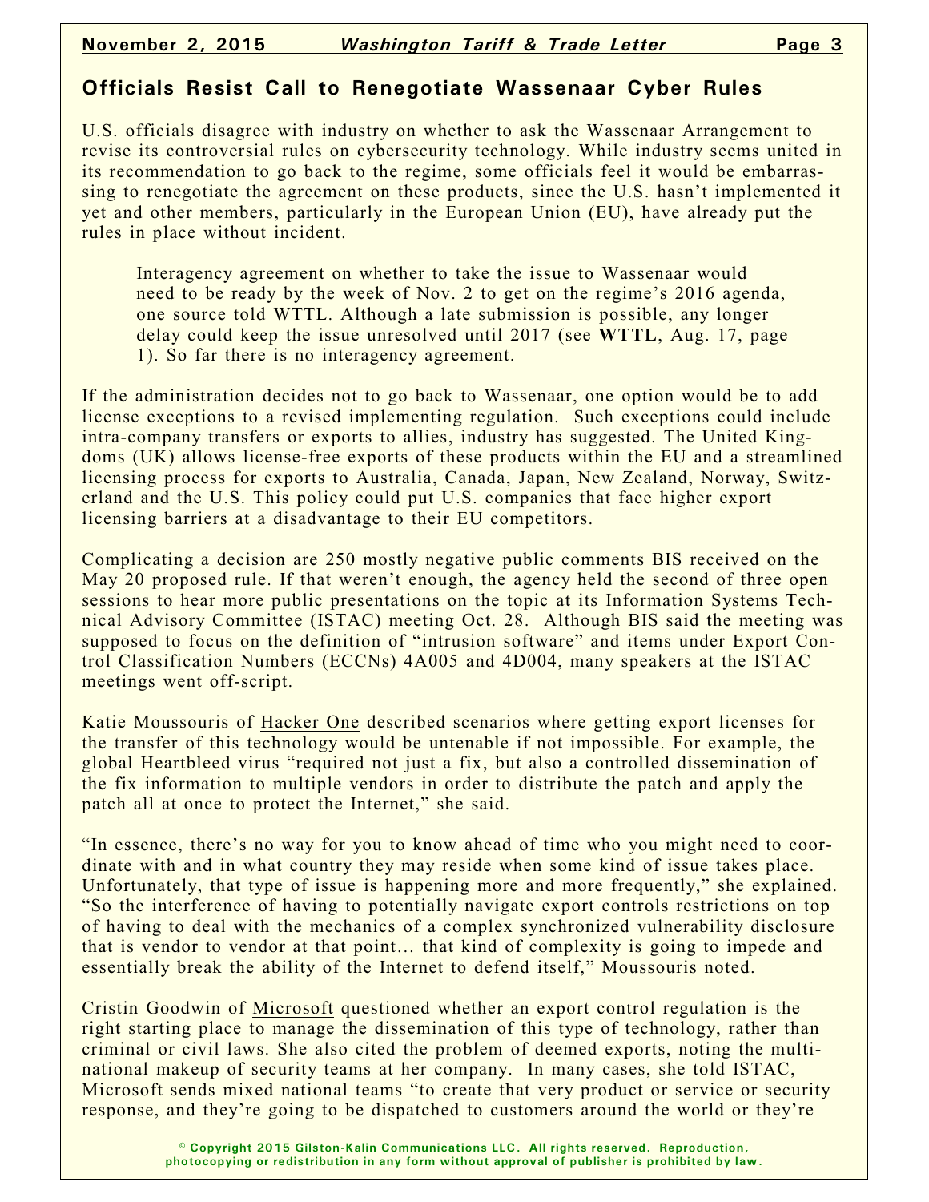## Officials Resist Call to Renegotiate Wassenaar Cyber Rules

U.S. officials disagree with industry on whether to ask the Wassenaar Arrangement to revise its controversial rules on cybersecurity technology. While industry seems united in its recommendation to go back to the regime, some officials feel it would be embarrassing to renegotiate the agreement on these products, since the U.S. hasn't implemented it yet and other members, particularly in the European Union (EU), have already put the rules in place without incident.

> Interagency agreement on whether to take the issue to Wassenaar would need to be ready by the week of Nov. 2 to get on the regime's 2016 agenda, one source told WTTL. Although a late submission is possible, any longer delay could keep the issue unresolved until 2017 (see **WTTL**, Aug. 17, page 1). So far there is no interagency agreement.

If the administration decides not to go back to Wassenaar, one option would be to add license exceptions to a revised implementing regulation. Such exceptions could include intra-company transfers or exports to allies, industry has suggested. The United Kingdoms (UK) allows license-free exports of these products within the EU and a streamlined licensing process for exports to Australia, Canada, Japan, New Zealand, Norway, Switzerland and the U.S. This policy could put U.S. companies that face higher export licensing barriers at a disadvantage to their EU competitors.

Complicating a decision are 250 mostly negative public comments BIS received on the May 20 proposed rule. If that weren't enough, the agency held the second of three open sessions to hear more public presentations on the topic at its Information Systems Technical Advisory Committee (ISTAC) meeting Oct. 28. Although BIS said the meeting was supposed to focus on the definition of "intrusion software" and items under Export Control Classification Numbers (ECCNs) 4A005 and 4D004, many speakers at the ISTAC meetings went off-script.

Katie Moussouris of Hacker One described scenarios where getting export licenses for the transfer of this technology would be untenable if not impossible. For example, the global Heartbleed virus "required not just a fix, but also a controlled dissemination of the fix information to multiple vendors in order to distribute the patch and apply the patch all at once to protect the Internet," she said.

"In essence, there's no way for you to know ahead of time who you might need to coordinate with and in what country they may reside when some kind of issue takes place. Unfortunately, that type of issue is happening more and more frequently," she explained. "So the interference of having to potentially navigate export controls restrictions on top of having to deal with the mechanics of a complex synchronized vulnerability disclosure that is vendor to vendor at that point… that kind of complexity is going to impede and essentially break the ability of the Internet to defend itself," Moussouris noted.

Cristin Goodwin of Microsoft questioned whether an export control regulation is the right starting place to manage the dissemination of this type of technology, rather than criminal or civil laws. She also cited the problem of deemed exports, noting the multinational makeup of security teams at her company. In many cases, she told ISTAC, Microsoft sends mixed national teams "to create that very product or service or security response, and they're going to be dispatched to customers around the world or they're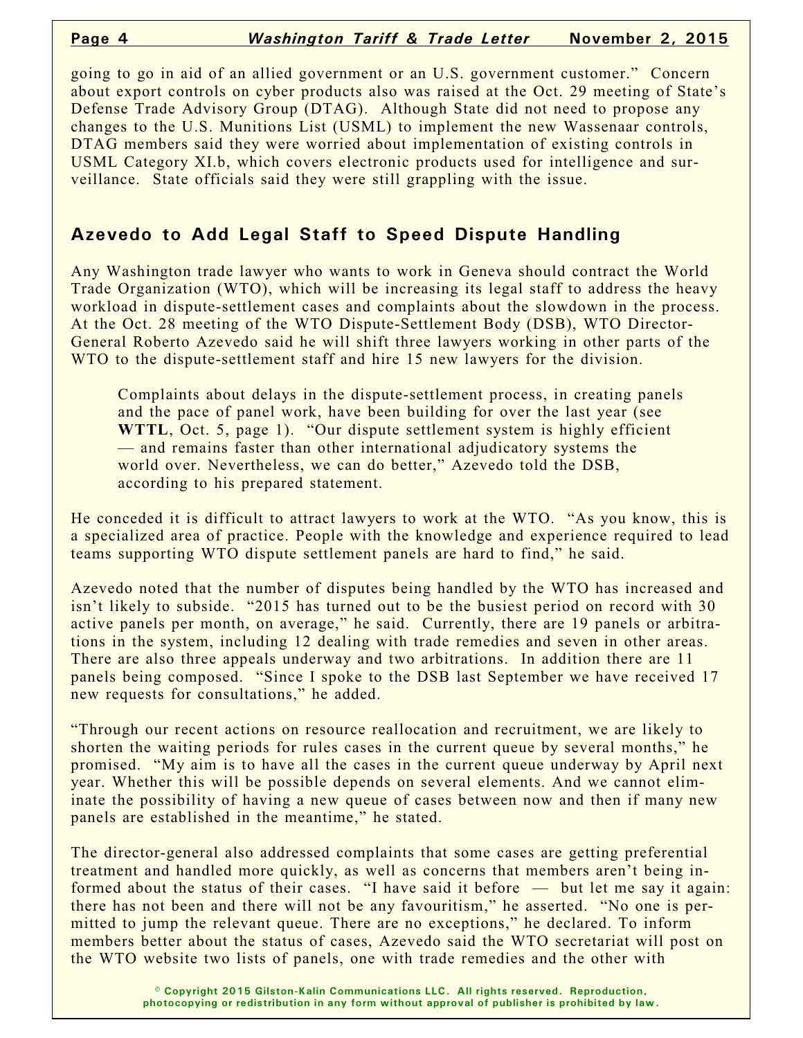going to go in aid of an allied government or an U.S. government customer." Concern about export controls on cyber products also was raised at the Oct. 29 meeting of State's Defense Trade Advisory Group (DTAG). Although State did not need to propose any changes to the U.S. Munitions List (USML) to implement the new Wassenaar controls, DTAG members said they were worried about implementation of existing controls in USML Category XI.b, which covers electronic products used for intelligence and surveillance. State officials said they were still grappling with the issue.

## Azevedo to Add Legal Staff to Speed Dispute Handling

Any Washington trade lawyer who wants to work in Geneva should contract the World Trade Organization (WTO), which will be increasing its legal staff to address the heavy workload in dispute-settlement cases and complaints about the slowdown in the process. At the Oct. 28 meeting of the WTO Dispute-Settlement Body (DSB), WTO Director-General Roberto Azevedo said he will shift three lawyers working in other parts of the WTO to the dispute-settlement staff and hire 15 new lawyers for the division.

> Complaints about delays in the dispute-settlement process, in creating panels and the pace of panel work, have been building for over the last year (see **WTTL**, Oct. 5, page 1). "Our dispute settlement system is highly efficient — and remains faster than other international adjudicatory systems the world over. Nevertheless, we can do better," Azevedo told the DSB, according to his prepared statement.

He conceded it is difficult to attract lawyers to work at the WTO. "As you know, this is a specialized area of practice. People with the knowledge and experience required to lead teams supporting WTO dispute settlement panels are hard to find," he said.

Azevedo noted that the number of disputes being handled by the WTO has increased and isn't likely to subside. "2015 has turned out to be the busiest period on record with 30 active panels per month, on average," he said. Currently, there are 19 panels or arbitrations in the system, including 12 dealing with trade remedies and seven in other areas. There are also three appeals underway and two arbitrations. In addition there are 11 panels being composed. "Since I spoke to the DSB last September we have received 17 new requests for consultations," he added.

"Through our recent actions on resource reallocation and recruitment, we are likely to shorten the waiting periods for rules cases in the current queue by several months," he promised. "My aim is to have all the cases in the current queue underway by April next year. Whether this will be possible depends on several elements. And we cannot eliminate the possibility of having a new queue of cases between now and then if many new panels are established in the meantime," he stated.

The director-general also addressed complaints that some cases are getting preferential treatment and handled more quickly, as well as concerns that members aren't being informed about the status of their cases. "I have said it before — but let me say it again: there has not been and there will not be any favouritism," he asserted. "No one is permitted to jump the relevant queue. There are no exceptions," he declared. To inform members better about the status of cases, Azevedo said the WTO secretariat will post on the WTO website two lists of panels, one with trade remedies and the other with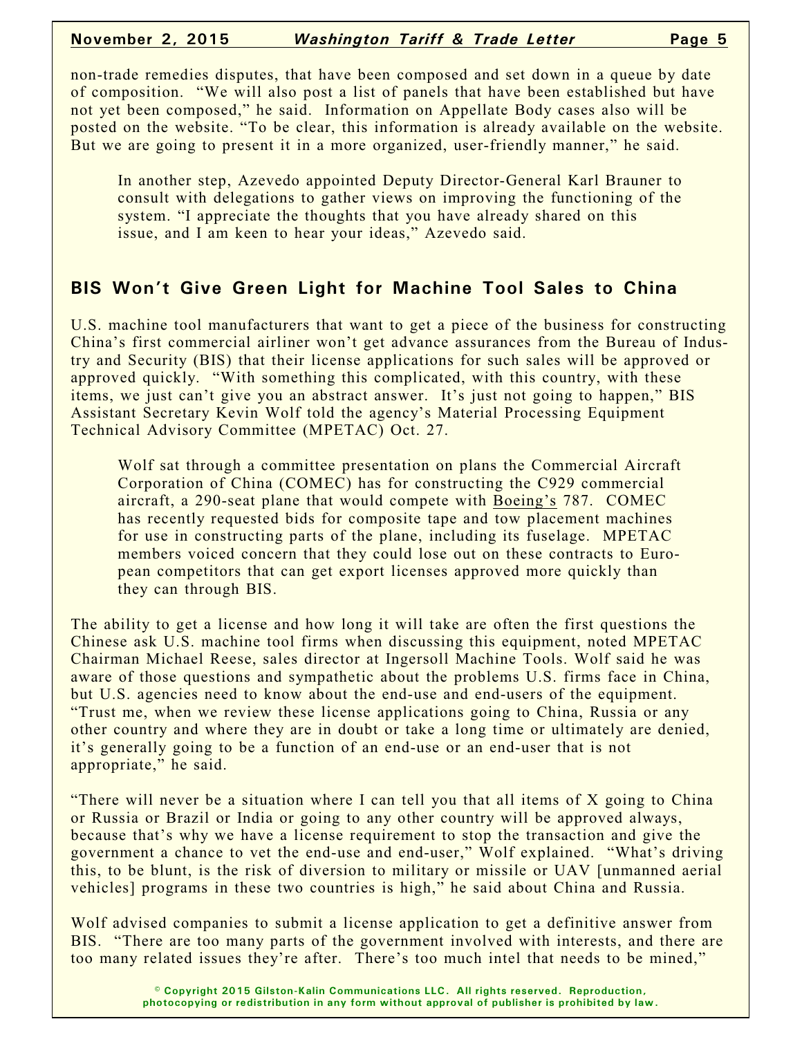non-trade remedies disputes, that have been composed and set down in a queue by date of composition. "We will also post a list of panels that have been established but have not yet been composed," he said. Information on Appellate Body cases also will be posted on the website. "To be clear, this information is already available on the website. But we are going to present it in a more organized, user-friendly manner," he said.

In another step, Azevedo appointed Deputy Director-General Karl Brauner to consult with delegations to gather views on improving the functioning of the system. "I appreciate the thoughts that you have already shared on this issue, and I am keen to hear your ideas," Azevedo said.

## BIS Won't Give Green Light for Machine Tool Sales to China

U.S. machine tool manufacturers that want to get a piece of the business for constructing China's first commercial airliner won't get advance assurances from the Bureau of Industry and Security (BIS) that their license applications for such sales will be approved or approved quickly. "With something this complicated, with this country, with these items, we just can't give you an abstract answer. It's just not going to happen," BIS Assistant Secretary Kevin Wolf told the agency's Material Processing Equipment Technical Advisory Committee (MPETAC) Oct. 27.

Wolf sat through a committee presentation on plans the Commercial Aircraft Corporation of China (COMEC) has for constructing the C929 commercial aircraft, a 290-seat plane that would compete with Boeing's 787. COMEC has recently requested bids for composite tape and tow placement machines for use in constructing parts of the plane, including its fuselage. MPETAC members voiced concern that they could lose out on these contracts to European competitors that can get export licenses approved more quickly than they can through BIS.

The ability to get a license and how long it will take are often the first questions the Chinese ask U.S. machine tool firms when discussing this equipment, noted MPETAC Chairman Michael Reese, sales director at Ingersoll Machine Tools. Wolf said he was aware of those questions and sympathetic about the problems U.S. firms face in China, but U.S. agencies need to know about the end-use and end-users of the equipment. "Trust me, when we review these license applications going to China, Russia or any other country and where they are in doubt or take a long time or ultimately are denied, it's generally going to be a function of an end-use or an end-user that is not appropriate," he said.

"There will never be a situation where I can tell you that all items of X going to China or Russia or Brazil or India or going to any other country will be approved always, because that's why we have a license requirement to stop the transaction and give the government a chance to vet the end-use and end-user," Wolf explained. "What's driving this, to be blunt, is the risk of diversion to military or missile or UAV [unmanned aerial vehicles] programs in these two countries is high," he said about China and Russia.

Wolf advised companies to submit a license application to get a definitive answer from BIS. "There are too many parts of the government involved with interests, and there are too many related issues they're after. There's too much intel that needs to be mined,"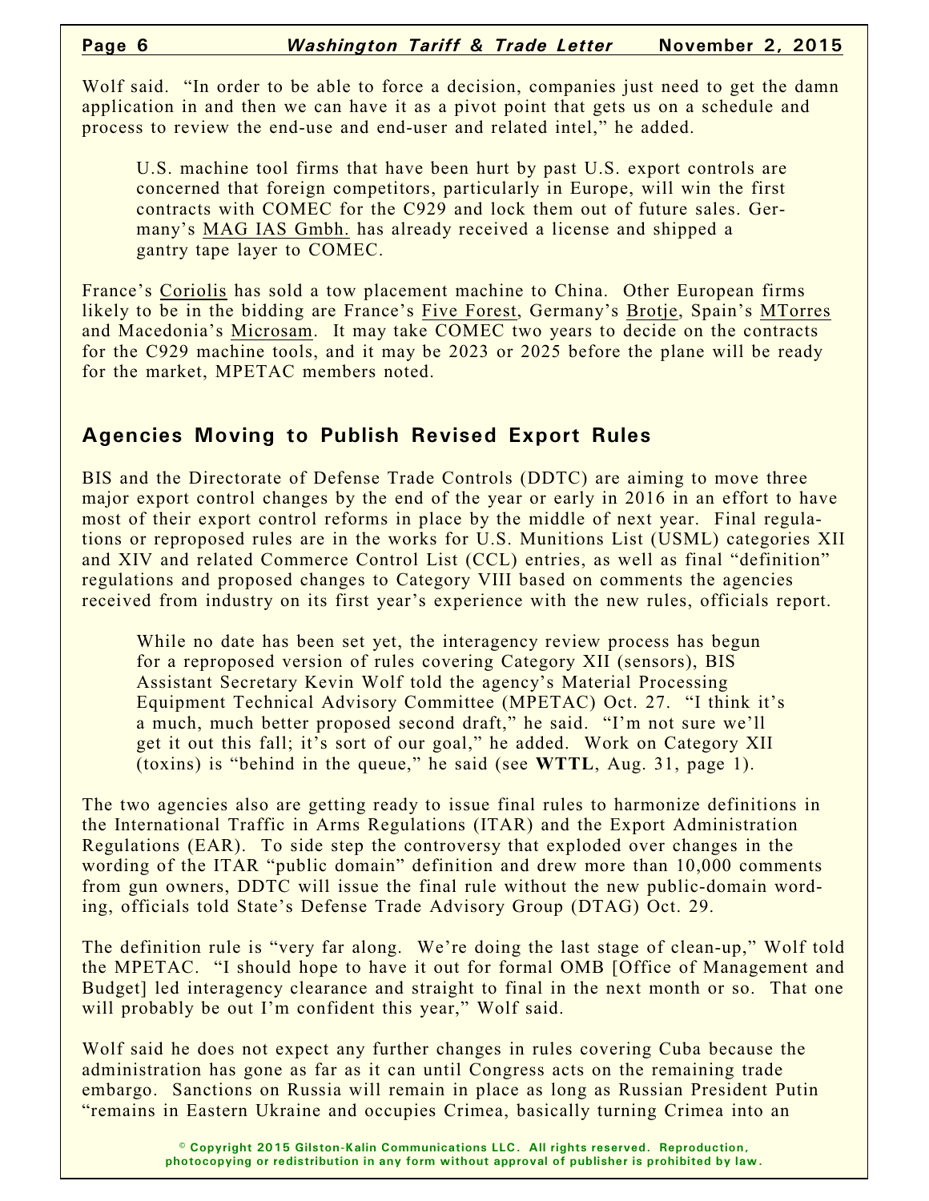Wolf said. "In order to be able to force a decision, companies just need to get the damn application in and then we can have it as a pivot point that gets us on a schedule and process to review the end-use and end-user and related intel," he added.

U.S. machine tool firms that have been hurt by past U.S. export controls are concerned that foreign competitors, particularly in Europe, will win the first contracts with COMEC for the C929 and lock them out of future sales. Germany's MAG IAS Gmbh. has already received a license and shipped a gantry tape layer to COMEC.

France's Coriolis has sold a tow placement machine to China. Other European firms likely to be in the bidding are France's Five Forest, Germany's Brotje, Spain's MTorres and Macedonia's Microsam. It may take COMEC two years to decide on the contracts for the C929 machine tools, and it may be 2023 or 2025 before the plane will be ready for the market, MPETAC members noted.

## Agencies Moving to Publish Revised Export Rules

BIS and the Directorate of Defense Trade Controls (DDTC) are aiming to move three major export control changes by the end of the year or early in 2016 in an effort to have most of their export control reforms in place by the middle of next year. Final regulations or reproposed rules are in the works for U.S. Munitions List (USML) categories XII and XIV and related Commerce Control List (CCL) entries, as well as final "definition" regulations and proposed changes to Category VIII based on comments the agencies received from industry on its first year's experience with the new rules, officials report.

While no date has been set yet, the interagency review process has begun for a reproposed version of rules covering Category XII (sensors), BIS Assistant Secretary Kevin Wolf told the agency's Material Processing Equipment Technical Advisory Committee (MPETAC) Oct. 27. "I think it's a much, much better proposed second draft," he said. "I'm not sure we'll get it out this fall; it's sort of our goal," he added. Work on Category XII (toxins) is "behind in the queue," he said (see **WTTL**, Aug. 31, page 1).

The two agencies also are getting ready to issue final rules to harmonize definitions in the International Traffic in Arms Regulations (ITAR) and the Export Administration Regulations (EAR). To side step the controversy that exploded over changes in the wording of the ITAR "public domain" definition and drew more than 10,000 comments from gun owners, DDTC will issue the final rule without the new public-domain wording, officials told State's Defense Trade Advisory Group (DTAG) Oct. 29.

The definition rule is "very far along. We're doing the last stage of clean-up," Wolf told the MPETAC. "I should hope to have it out for formal OMB [Office of Management and Budget] led interagency clearance and straight to final in the next month or so. That one will probably be out I'm confident this year," Wolf said.

Wolf said he does not expect any further changes in rules covering Cuba because the administration has gone as far as it can until Congress acts on the remaining trade embargo. Sanctions on Russia will remain in place as long as Russian President Putin "remains in Eastern Ukraine and occupies Crimea, basically turning Crimea into an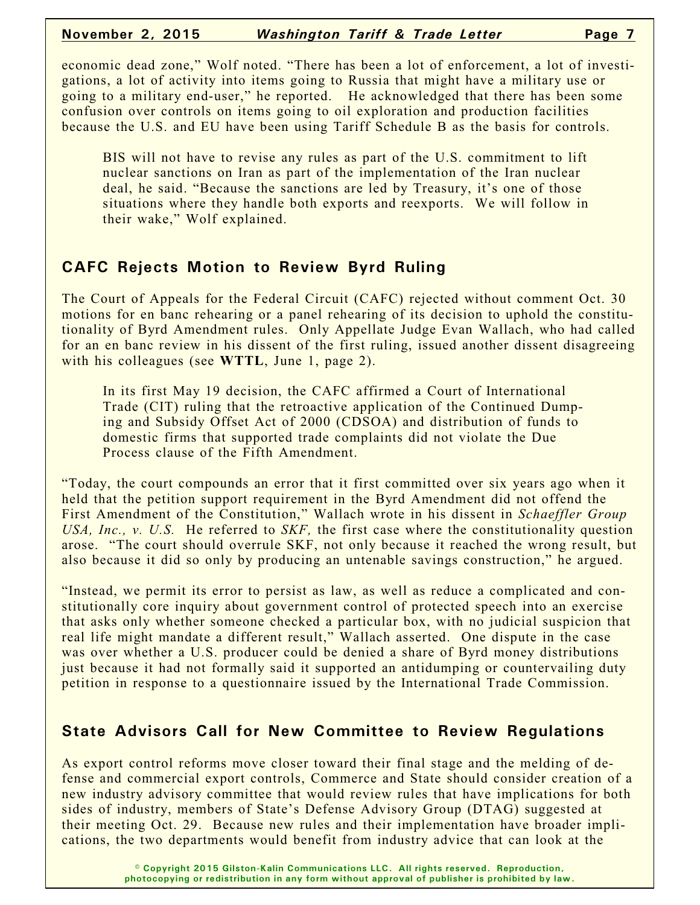economic dead zone," Wolf noted. "There has been a lot of enforcement, a lot of investigations, a lot of activity into items going to Russia that might have a military use or going to a military end-user," he reported. He acknowledged that there has been some confusion over controls on items going to oil exploration and production facilities because the U.S. and EU have been using Tariff Schedule B as the basis for controls.

BIS will not have to revise any rules as part of the U.S. commitment to lift nuclear sanctions on Iran as part of the implementation of the Iran nuclear deal, he said. "Because the sanctions are led by Treasury, it's one of those situations where they handle both exports and reexports. We will follow in their wake," Wolf explained.

## CAFC Rejects Motion to Review Byrd Ruling

The Court of Appeals for the Federal Circuit (CAFC) rejected without comment Oct. 30 motions for en banc rehearing or a panel rehearing of its decision to uphold the constitutionality of Byrd Amendment rules. Only Appellate Judge Evan Wallach, who had called for an en banc review in his dissent of the first ruling, issued another dissent disagreeing with his colleagues (see **WTTL**, June 1, page 2).

In its first May 19 decision, the CAFC affirmed a Court of International Trade (CIT) ruling that the retroactive application of the Continued Dumping and Subsidy Offset Act of 2000 (CDSOA) and distribution of funds to domestic firms that supported trade complaints did not violate the Due Process clause of the Fifth Amendment.

"Today, the court compounds an error that it first committed over six years ago when it held that the petition support requirement in the Byrd Amendment did not offend the First Amendment of the Constitution," Wallach wrote in his dissent in *Schaeffler Group USA, Inc., v. U.S.* He referred to *SKF,* the first case where the constitutionality question arose. "The court should overrule SKF, not only because it reached the wrong result, but also because it did so only by producing an untenable savings construction," he argued.

"Instead, we permit its error to persist as law, as well as reduce a complicated and constitutionally core inquiry about government control of protected speech into an exercise that asks only whether someone checked a particular box, with no judicial suspicion that real life might mandate a different result," Wallach asserted. One dispute in the case was over whether a U.S. producer could be denied a share of Byrd money distributions just because it had not formally said it supported an antidumping or countervailing duty petition in response to a questionnaire issued by the International Trade Commission.

## State Advisors Call for New Committee to Review Regulations

As export control reforms move closer toward their final stage and the melding of defense and commercial export controls, Commerce and State should consider creation of a new industry advisory committee that would review rules that have implications for both sides of industry, members of State's Defense Advisory Group (DTAG) suggested at their meeting Oct. 29. Because new rules and their implementation have broader implications, the two departments would benefit from industry advice that can look at the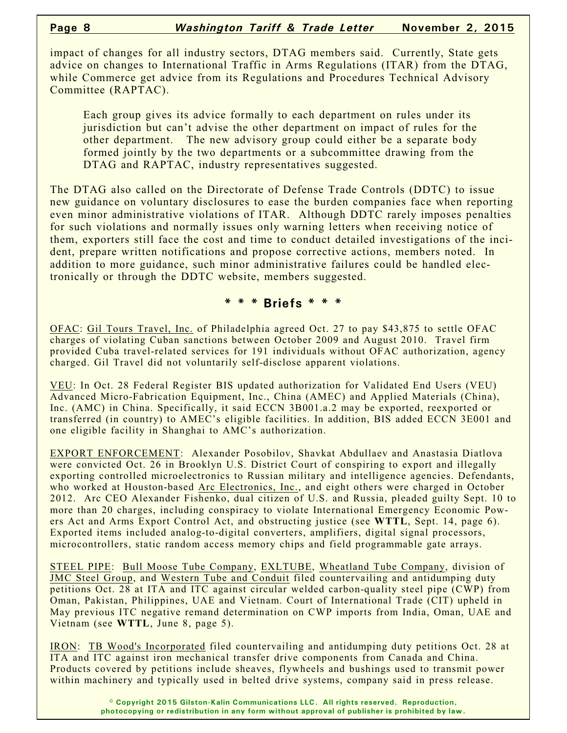impact of changes for all industry sectors, DTAG members said. Currently, State gets advice on changes to International Traffic in Arms Regulations (ITAR) from the DTAG, while Commerce get advice from its Regulations and Procedures Technical Advisory Committee (RAPTAC).

> Each group gives its advice formally to each department on rules under its jurisdiction but can't advise the other department on impact of rules for the other department. The new advisory group could either be a separate body formed jointly by the two departments or a subcommittee drawing from the DTAG and RAPTAC, industry representatives suggested.

The DTAG also called on the Directorate of Defense Trade Controls (DDTC) to issue new guidance on voluntary disclosures to ease the burden companies face when reporting even minor administrative violations of ITAR. Although DDTC rarely imposes penalties for such violations and normally issues only warning letters when receiving notice of them, exporters still face the cost and time to conduct detailed investigations of the incident, prepare written notifications and propose corrective actions, members noted. In addition to more guidance, such minor administrative failures could be handled electronically or through the DDTC website, members suggested.

## * * * Briefs * * *

<u>OFAC</u>: <u>Gil Tours Travel, Inc.</u> of Philadelphia agreed Oct. 27 to pay $43,875 to settle OFAC charges of violating Cuban sanctions between October 2009 and August 2010. Travel firm provided Cuba travel-related services for 191 individuals without OFAC authorization, agency charged. Gil Travel did not voluntarily self-disclose apparent violations.

<u>VEU</u>: In Oct. 28 Federal Register BIS updated authorization for Validated End Users (VEU) Advanced Micro-Fabrication Equipment, Inc., China (AMEC) and Applied Materials (China), Inc. (AMC) in China. Specifically, it said ECCN 3B001.a.2 may be exported, reexported or transferred (in country) to AMEC's eligible facilities. In addition, BIS added ECCN 3E001 and one eligible facility in Shanghai to AMC's authorization.

<u>EXPORT ENFORCEMENT</u>: Alexander Posobilov, Shavkat Abdullaev and Anastasia Diatlova were convicted Oct. 26 in Brooklyn U.S. District Court of conspiring to export and illegally exporting controlled microelectronics to Russian military and intelligence agencies. Defendants, who worked at Houston-based <u>Arc Electronics, Inc.</u>, and eight others were charged in October 2012. Arc CEO Alexander Fishenko, dual citizen of U.S. and Russia, pleaded guilty Sept. 10 to more than 20 charges, including conspiracy to violate International Emergency Economic Powers Act and Arms Export Control Act, and obstructing justice (see **WTTL**, Sept. 14, page 6). Exported items included analog-to-digital converters, amplifiers, digital signal processors, microcontrollers, static random access memory chips and field programmable gate arrays.

<u>STEEL PIPE</u>: <u>Bull Moose Tube Company</u>, <u>EXLTUBE</u>, <u>Wheatland Tube Company</u>, division of <u>JMC Steel Group</u>, and <u>Western Tube and Conduit</u> filed countervailing and antidumping duty petitions Oct. 28 at ITA and ITC against circular welded carbon-quality steel pipe (CWP) from Oman, Pakistan, Philippines, UAE and Vietnam. Court of International Trade (CIT) upheld in May previous ITC negative remand determination on CWP imports from India, Oman, UAE and Vietnam (see **WTTL**, June 8, page 5).

<u>IRON</u>: <u>TB Wood's Incorporated</u> filed countervailing and antidumping duty petitions Oct. 28 at ITA and ITC against iron mechanical transfer drive components from Canada and China. Products covered by petitions include sheaves, flywheels and bushings used to transmit power within machinery and typically used in belted drive systems, company said in press release.

**© Copyright 2015 Gilston-Kalin Communications LLC. All rights reserved. Reproduction, photocopying or redistribution in any form without approval of publisher is prohibited by law.**